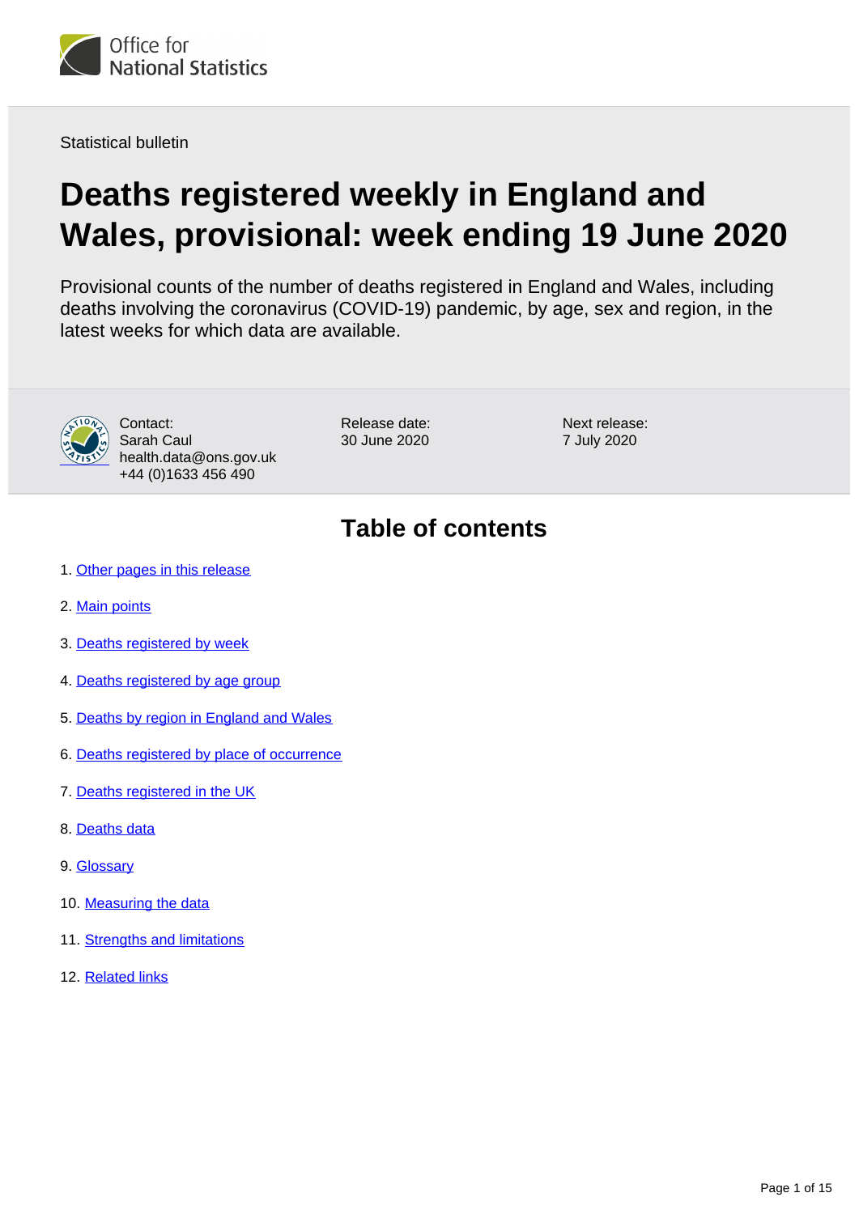Office for National Statistics

Statistical bulletin

# Deaths registered weekly in England and Wales, provisional: week ending 19 June 2020

Provisional counts of the number of deaths registered in England and Wales, including deaths involving the coronavirus (COVID-19) pandemic, by age, sex and region, in the latest weeks for which data are available.

Contact:
Sarah Caul
health.data@ons.gov.uk
+44 (0)1633 456 490

Release date:
30 June 2020

Next release:
7 July 2020

## Table of contents

1. Other pages in this release
2. Main points
3. Deaths registered by week
4. Deaths registered by age group
5. Deaths by region in England and Wales
6. Deaths registered by place of occurrence
7. Deaths registered in the UK
8. Deaths data
9. Glossary
10. Measuring the data
11. Strengths and limitations
12. Related links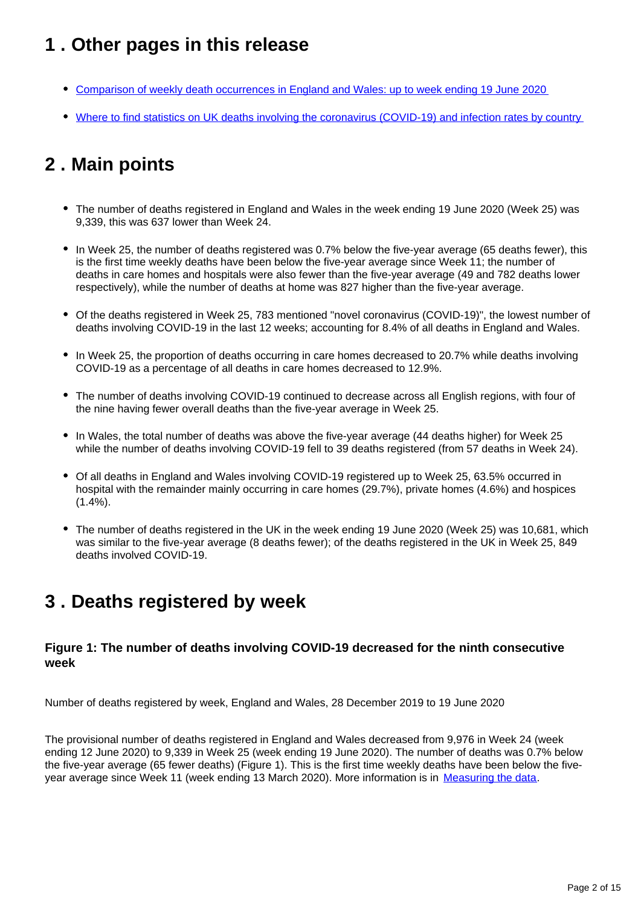## 1 . Other pages in this release

- Comparison of weekly death occurrences in England and Wales: up to week ending 19 June 2020
- Where to find statistics on UK deaths involving the coronavirus (COVID-19) and infection rates by country

## 2 . Main points

- The number of deaths registered in England and Wales in the week ending 19 June 2020 (Week 25) was 9,339, this was 637 lower than Week 24.
- In Week 25, the number of deaths registered was 0.7% below the five-year average (65 deaths fewer), this is the first time weekly deaths have been below the five-year average since Week 11; the number of deaths in care homes and hospitals were also fewer than the five-year average (49 and 782 deaths lower respectively), while the number of deaths at home was 827 higher than the five-year average.
- Of the deaths registered in Week 25, 783 mentioned "novel coronavirus (COVID-19)", the lowest number of deaths involving COVID-19 in the last 12 weeks; accounting for 8.4% of all deaths in England and Wales.
- In Week 25, the proportion of deaths occurring in care homes decreased to 20.7% while deaths involving COVID-19 as a percentage of all deaths in care homes decreased to 12.9%.
- The number of deaths involving COVID-19 continued to decrease across all English regions, with four of the nine having fewer overall deaths than the five-year average in Week 25.
- In Wales, the total number of deaths was above the five-year average (44 deaths higher) for Week 25 while the number of deaths involving COVID-19 fell to 39 deaths registered (from 57 deaths in Week 24).
- Of all deaths in England and Wales involving COVID-19 registered up to Week 25, 63.5% occurred in hospital with the remainder mainly occurring in care homes (29.7%), private homes (4.6%) and hospices (1.4%).
- The number of deaths registered in the UK in the week ending 19 June 2020 (Week 25) was 10,681, which was similar to the five-year average (8 deaths fewer); of the deaths registered in the UK in Week 25, 849 deaths involved COVID-19.

## 3 . Deaths registered by week

### Figure 1: The number of deaths involving COVID-19 decreased for the ninth consecutive week

Number of deaths registered by week, England and Wales, 28 December 2019 to 19 June 2020

The provisional number of deaths registered in England and Wales decreased from 9,976 in Week 24 (week ending 12 June 2020) to 9,339 in Week 25 (week ending 19 June 2020). The number of deaths was 0.7% below the five-year average (65 fewer deaths) (Figure 1). This is the first time weekly deaths have been below the five-year average since Week 11 (week ending 13 March 2020). More information is in Measuring the data.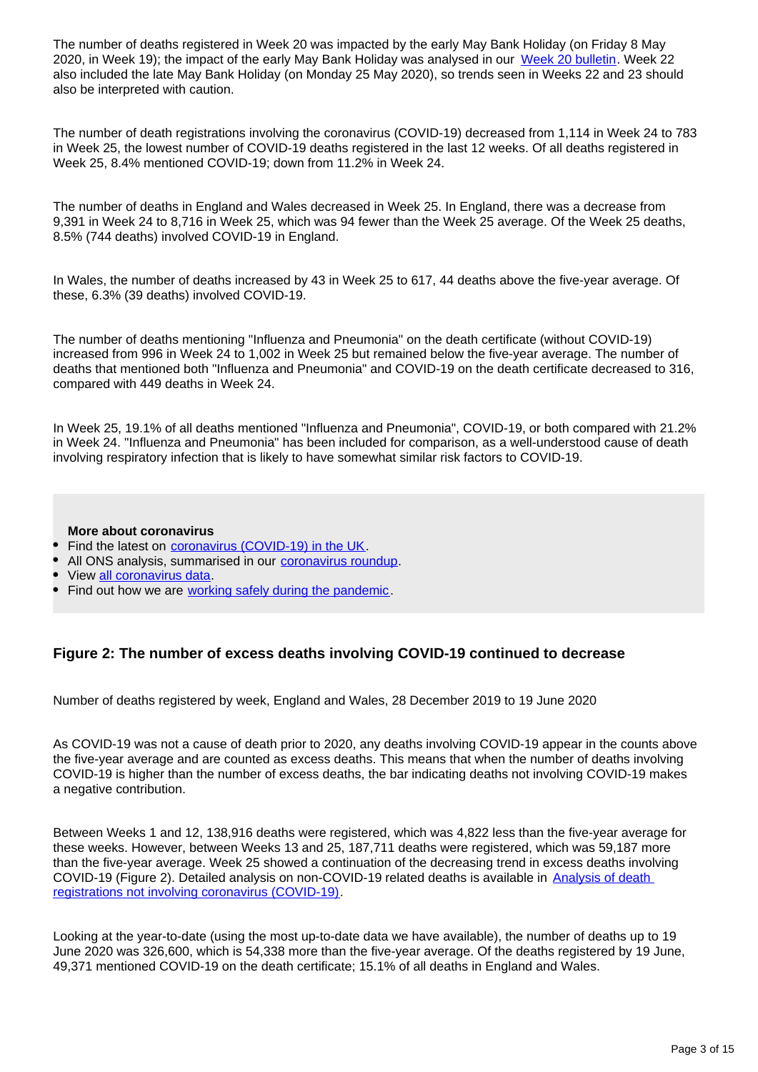The number of deaths registered in Week 20 was impacted by the early May Bank Holiday (on Friday 8 May 2020, in Week 19); the impact of the early May Bank Holiday was analysed in our [Week 20 bulletin](). Week 22 also included the late May Bank Holiday (on Monday 25 May 2020), so trends seen in Weeks 22 and 23 should also be interpreted with caution.

The number of death registrations involving the coronavirus (COVID-19) decreased from 1,114 in Week 24 to 783 in Week 25, the lowest number of COVID-19 deaths registered in the last 12 weeks. Of all deaths registered in Week 25, 8.4% mentioned COVID-19; down from 11.2% in Week 24.

The number of deaths in England and Wales decreased in Week 25. In England, there was a decrease from 9,391 in Week 24 to 8,716 in Week 25, which was 94 fewer than the Week 25 average. Of the Week 25 deaths, 8.5% (744 deaths) involved COVID-19 in England.

In Wales, the number of deaths increased by 43 in Week 25 to 617, 44 deaths above the five-year average. Of these, 6.3% (39 deaths) involved COVID-19.

The number of deaths mentioning "Influenza and Pneumonia" on the death certificate (without COVID-19) increased from 996 in Week 24 to 1,002 in Week 25 but remained below the five-year average. The number of deaths that mentioned both "Influenza and Pneumonia" and COVID-19 on the death certificate decreased to 316, compared with 449 deaths in Week 24.

In Week 25, 19.1% of all deaths mentioned "Influenza and Pneumonia", COVID-19, or both compared with 21.2% in Week 24. "Influenza and Pneumonia" has been included for comparison, as a well-understood cause of death involving respiratory infection that is likely to have somewhat similar risk factors to COVID-19.

**More about coronavirus**

- Find the latest on [coronavirus (COVID-19) in the UK]().
- All ONS analysis, summarised in our [coronavirus roundup]().
- View [all coronavirus data]().
- Find out how we are [working safely during the pandemic]().

### Figure 2: The number of excess deaths involving COVID-19 continued to decrease

Number of deaths registered by week, England and Wales, 28 December 2019 to 19 June 2020

As COVID-19 was not a cause of death prior to 2020, any deaths involving COVID-19 appear in the counts above the five-year average and are counted as excess deaths. This means that when the number of deaths involving COVID-19 is higher than the number of excess deaths, the bar indicating deaths not involving COVID-19 makes a negative contribution.

Between Weeks 1 and 12, 138,916 deaths were registered, which was 4,822 less than the five-year average for these weeks. However, between Weeks 13 and 25, 187,711 deaths were registered, which was 59,187 more than the five-year average. Week 25 showed a continuation of the decreasing trend in excess deaths involving COVID-19 (Figure 2). Detailed analysis on non-COVID-19 related deaths is available in [Analysis of death registrations not involving coronavirus (COVID-19)]().

Looking at the year-to-date (using the most up-to-date data we have available), the number of deaths up to 19 June 2020 was 326,600, which is 54,338 more than the five-year average. Of the deaths registered by 19 June, 49,371 mentioned COVID-19 on the death certificate; 15.1% of all deaths in England and Wales.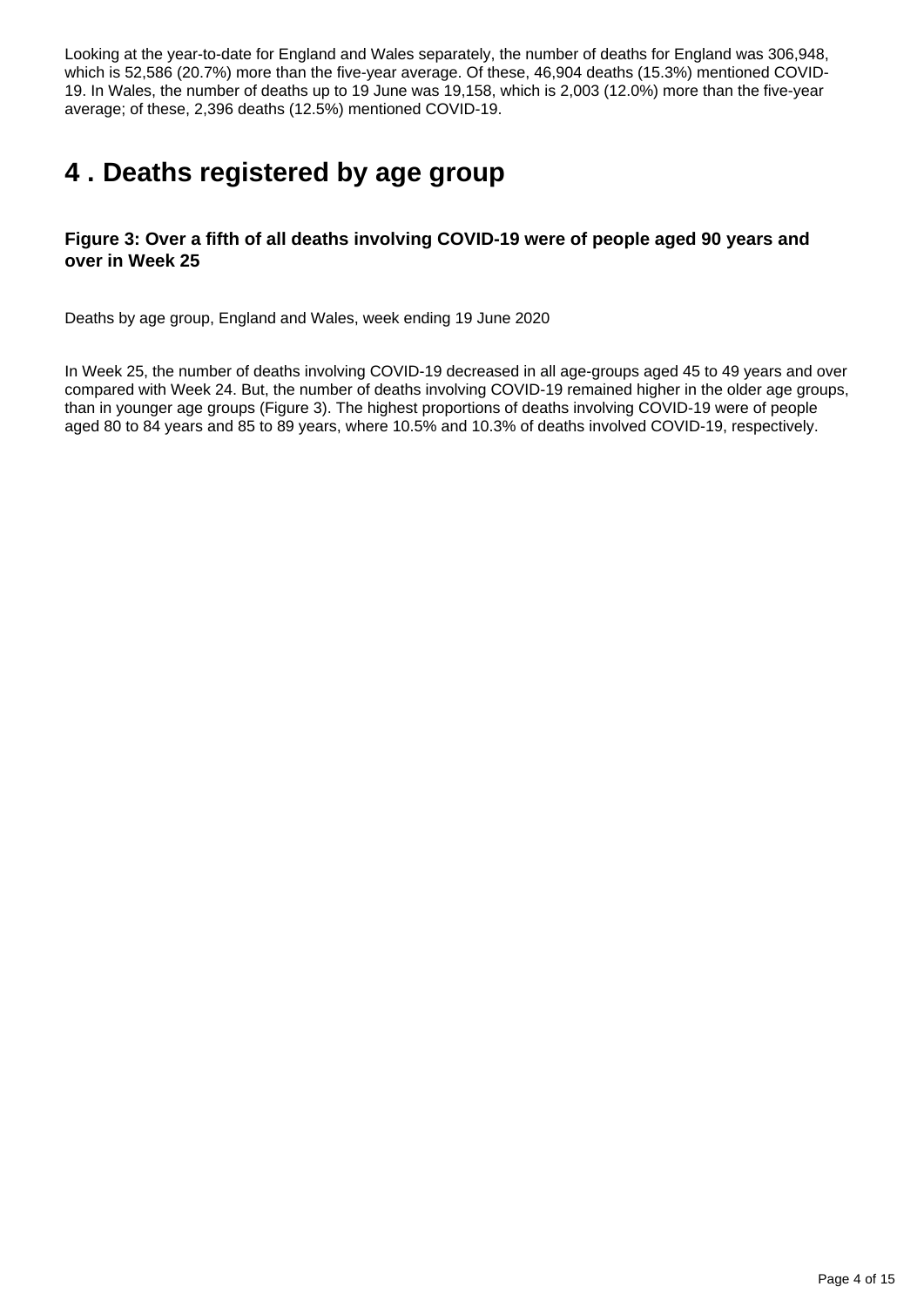Looking at the year-to-date for England and Wales separately, the number of deaths for England was 306,948, which is 52,586 (20.7%) more than the five-year average. Of these, 46,904 deaths (15.3%) mentioned COVID-19. In Wales, the number of deaths up to 19 June was 19,158, which is 2,003 (12.0%) more than the five-year average; of these, 2,396 deaths (12.5%) mentioned COVID-19.

# 4 . Deaths registered by age group

### Figure 3: Over a fifth of all deaths involving COVID-19 were of people aged 90 years and over in Week 25

Deaths by age group, England and Wales, week ending 19 June 2020

In Week 25, the number of deaths involving COVID-19 decreased in all age-groups aged 45 to 49 years and over compared with Week 24. But, the number of deaths involving COVID-19 remained higher in the older age groups, than in younger age groups (Figure 3). The highest proportions of deaths involving COVID-19 were of people aged 80 to 84 years and 85 to 89 years, where 10.5% and 10.3% of deaths involved COVID-19, respectively.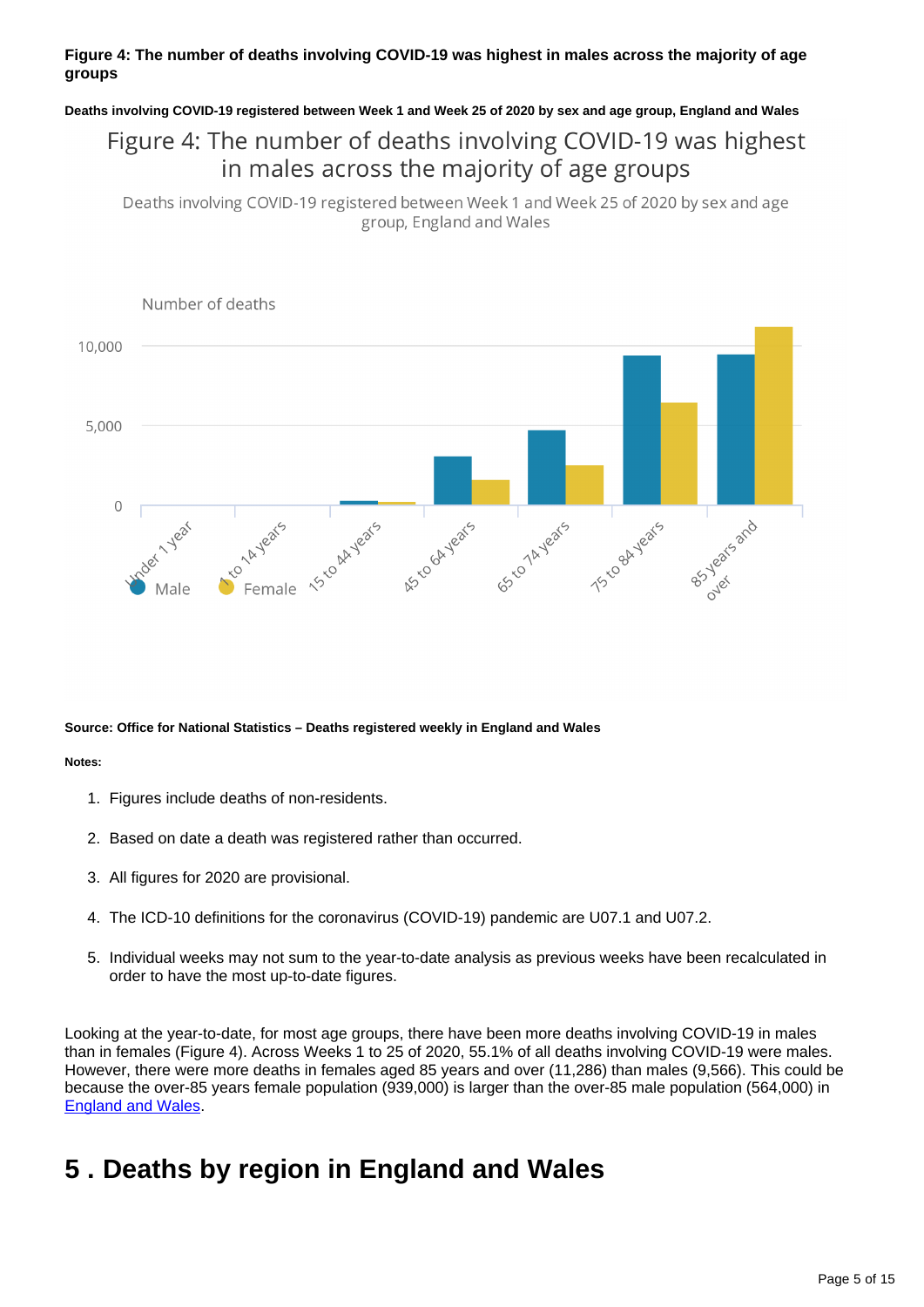**Figure 4: The number of deaths involving COVID-19 was highest in males across the majority of age groups**

**Deaths involving COVID-19 registered between Week 1 and Week 25 of 2020 by sex and age group, England and Wales**

**Source: Office for National Statistics – Deaths registered weekly in England and Wales**

**Notes:**

1. Figures include deaths of non-residents.
2. Based on date a death was registered rather than occurred.
3. All figures for 2020 are provisional.
4. The ICD-10 definitions for the coronavirus (COVID-19) pandemic are U07.1 and U07.2.
5. Individual weeks may not sum to the year-to-date analysis as previous weeks have been recalculated in order to have the most up-to-date figures.

Looking at the year-to-date, for most age groups, there have been more deaths involving COVID-19 in males than in females (Figure 4). Across Weeks 1 to 25 of 2020, 55.1% of all deaths involving COVID-19 were males. However, there were more deaths in females aged 85 years and over (11,286) than males (9,566). This could be because the over-85 years female population (939,000) is larger than the over-85 male population (564,000) in England and Wales.

# 5 . Deaths by region in England and Wales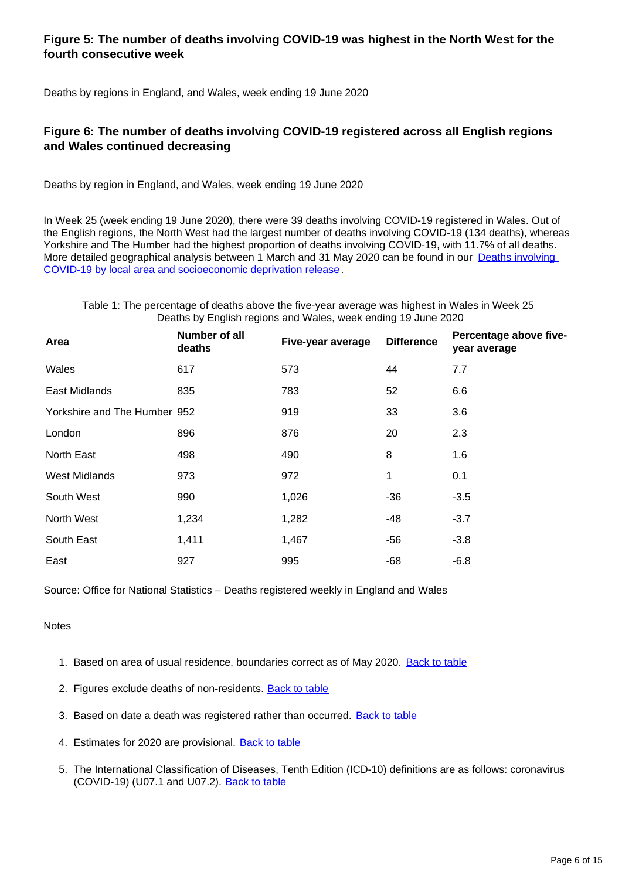### Figure 5: The number of deaths involving COVID-19 was highest in the North West for the fourth consecutive week

Deaths by regions in England, and Wales, week ending 19 June 2020

### Figure 6: The number of deaths involving COVID-19 registered across all English regions and Wales continued decreasing

Deaths by region in England, and Wales, week ending 19 June 2020

In Week 25 (week ending 19 June 2020), there were 39 deaths involving COVID-19 registered in Wales. Out of the English regions, the North West had the largest number of deaths involving COVID-19 (134 deaths), whereas Yorkshire and The Humber had the highest proportion of deaths involving COVID-19, with 11.7% of all deaths. More detailed geographical analysis between 1 March and 31 May 2020 can be found in our [Deaths involving COVID-19 by local area and socioeconomic deprivation release](#).

Table 1: The percentage of deaths above the five-year average was highest in Wales in Week 25
Deaths by English regions and Wales, week ending 19 June 2020

| Area | Number of all deaths | Five-year average | Difference | Percentage above five-year average |
|---|---|---|---|---|
| Wales | 617 | 573 | 44 | 7.7 |
| East Midlands | 835 | 783 | 52 | 6.6 |
| Yorkshire and The Humber | 952 | 919 | 33 | 3.6 |
| London | 896 | 876 | 20 | 2.3 |
| North East | 498 | 490 | 8 | 1.6 |
| West Midlands | 973 | 972 | 1 | 0.1 |
| South West | 990 | 1,026 | -36 | -3.5 |
| North West | 1,234 | 1,282 | -48 | -3.7 |
| South East | 1,411 | 1,467 | -56 | -3.8 |
| East | 927 | 995 | -68 | -6.8 |

Source: Office for National Statistics – Deaths registered weekly in England and Wales

Notes

1. Based on area of usual residence, boundaries correct as of May 2020. [Back to table](#)
2. Figures exclude deaths of non-residents. [Back to table](#)
3. Based on date a death was registered rather than occurred. [Back to table](#)
4. Estimates for 2020 are provisional. [Back to table](#)
5. The International Classification of Diseases, Tenth Edition (ICD-10) definitions are as follows: coronavirus (COVID-19) (U07.1 and U07.2). [Back to table](#)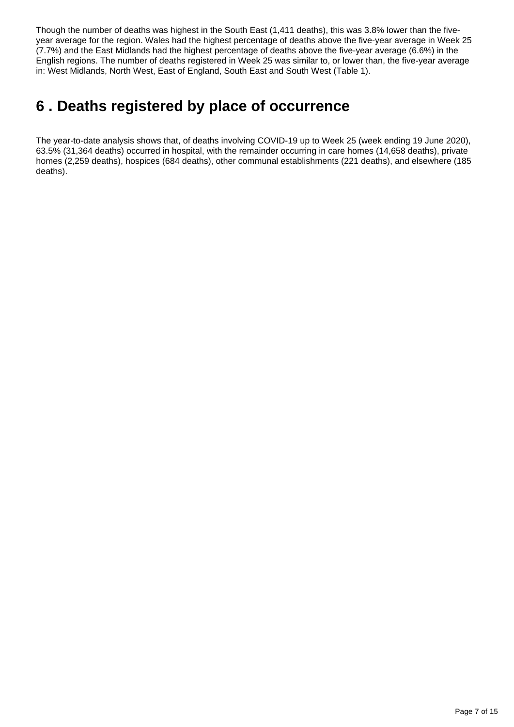Though the number of deaths was highest in the South East (1,411 deaths), this was 3.8% lower than the five-year average for the region. Wales had the highest percentage of deaths above the five-year average in Week 25 (7.7%) and the East Midlands had the highest percentage of deaths above the five-year average (6.6%) in the English regions. The number of deaths registered in Week 25 was similar to, or lower than, the five-year average in: West Midlands, North West, East of England, South East and South West (Table 1).

## 6 . Deaths registered by place of occurrence

The year-to-date analysis shows that, of deaths involving COVID-19 up to Week 25 (week ending 19 June 2020), 63.5% (31,364 deaths) occurred in hospital, with the remainder occurring in care homes (14,658 deaths), private homes (2,259 deaths), hospices (684 deaths), other communal establishments (221 deaths), and elsewhere (185 deaths).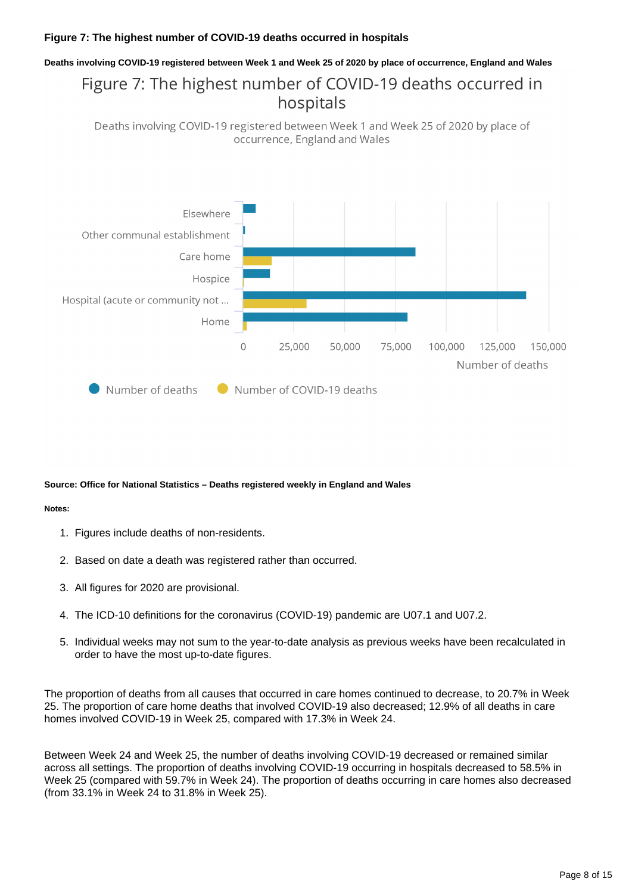### Figure 7: The highest number of COVID-19 deaths occurred in hospitals

**Deaths involving COVID-19 registered between Week 1 and Week 25 of 2020 by place of occurrence, England and Wales**

Figure 7: The highest number of COVID-19 deaths occurred in hospitals

Deaths involving COVID-19 registered between Week 1 and Week 25 of 2020 by place of occurrence, England and Wales

**Source: Office for National Statistics – Deaths registered weekly in England and Wales**

**Notes:**

1. Figures include deaths of non-residents.
2. Based on date a death was registered rather than occurred.
3. All figures for 2020 are provisional.
4. The ICD-10 definitions for the coronavirus (COVID-19) pandemic are U07.1 and U07.2.
5. Individual weeks may not sum to the year-to-date analysis as previous weeks have been recalculated in order to have the most up-to-date figures.

The proportion of deaths from all causes that occurred in care homes continued to decrease, to 20.7% in Week 25. The proportion of care home deaths that involved COVID-19 also decreased; 12.9% of all deaths in care homes involved COVID-19 in Week 25, compared with 17.3% in Week 24.

Between Week 24 and Week 25, the number of deaths involving COVID-19 decreased or remained similar across all settings. The proportion of deaths involving COVID-19 occurring in hospitals decreased to 58.5% in Week 25 (compared with 59.7% in Week 24). The proportion of deaths occurring in care homes also decreased (from 33.1% in Week 24 to 31.8% in Week 25).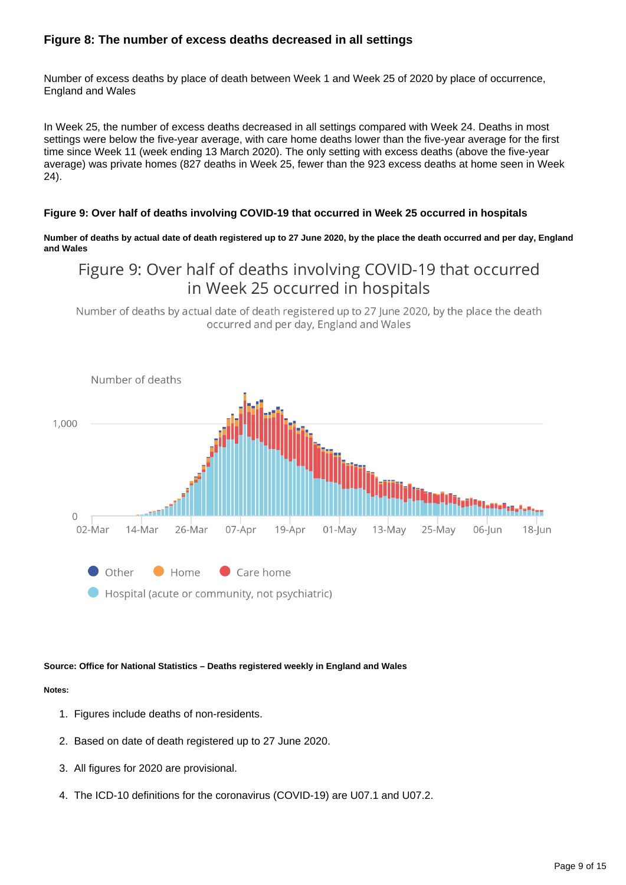### Figure 8: The number of excess deaths decreased in all settings

Number of excess deaths by place of death between Week 1 and Week 25 of 2020 by place of occurrence, England and Wales

In Week 25, the number of excess deaths decreased in all settings compared with Week 24. Deaths in most settings were below the five-year average, with care home deaths lower than the five-year average for the first time since Week 11 (week ending 13 March 2020). The only setting with excess deaths (above the five-year average) was private homes (827 deaths in Week 25, fewer than the 923 excess deaths at home seen in Week 24).

#### Figure 9: Over half of deaths involving COVID-19 that occurred in Week 25 occurred in hospitals

**Number of deaths by actual date of death registered up to 27 June 2020, by the place the death occurred and per day, England and Wales**

Figure 9: Over half of deaths involving COVID-19 that occurred in Week 25 occurred in hospitals

Number of deaths by actual date of death registered up to 27 June 2020, by the place the death occurred and per day, England and Wales

**Source: Office for National Statistics – Deaths registered weekly in England and Wales**

**Notes:**

1. Figures include deaths of non-residents.
2. Based on date of death registered up to 27 June 2020.
3. All figures for 2020 are provisional.
4. The ICD-10 definitions for the coronavirus (COVID-19) are U07.1 and U07.2.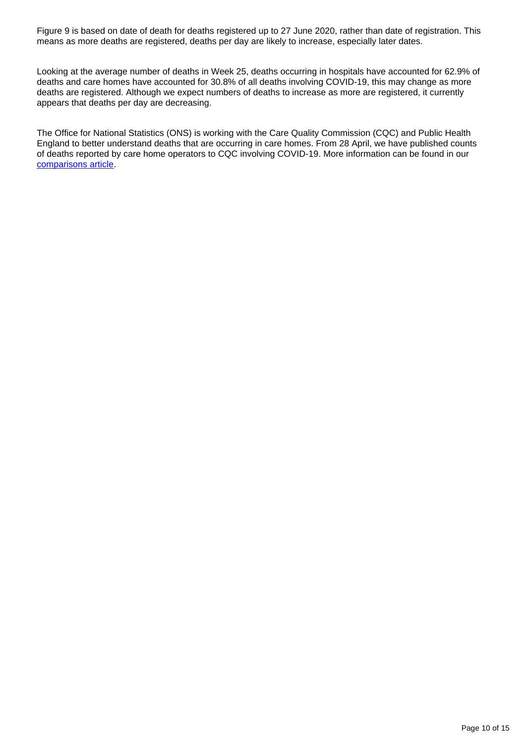Figure 9 is based on date of death for deaths registered up to 27 June 2020, rather than date of registration. This means as more deaths are registered, deaths per day are likely to increase, especially later dates.

Looking at the average number of deaths in Week 25, deaths occurring in hospitals have accounted for 62.9% of deaths and care homes have accounted for 30.8% of all deaths involving COVID-19, this may change as more deaths are registered. Although we expect numbers of deaths to increase as more are registered, it currently appears that deaths per day are decreasing.

The Office for National Statistics (ONS) is working with the Care Quality Commission (CQC) and Public Health England to better understand deaths that are occurring in care homes. From 28 April, we have published counts of deaths reported by care home operators to CQC involving COVID-19. More information can be found in our comparisons article.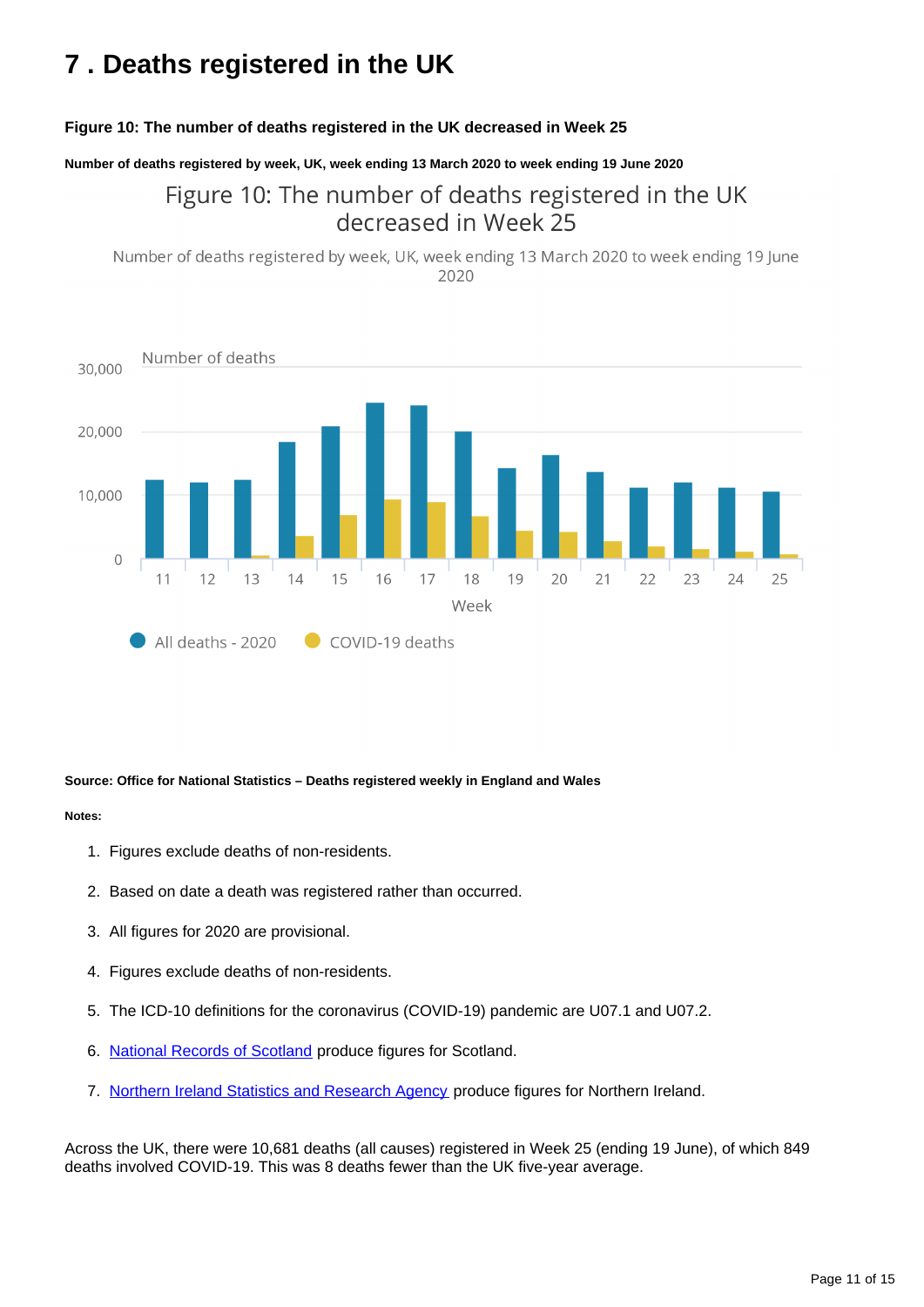# 7 . Deaths registered in the UK

**Figure 10: The number of deaths registered in the UK decreased in Week 25**

**Number of deaths registered by week, UK, week ending 13 March 2020 to week ending 19 June 2020**

**Source: Office for National Statistics – Deaths registered weekly in England and Wales**

**Notes:**

1. Figures exclude deaths of non-residents.
2. Based on date a death was registered rather than occurred.
3. All figures for 2020 are provisional.
4. Figures exclude deaths of non-residents.
5. The ICD-10 definitions for the coronavirus (COVID-19) pandemic are U07.1 and U07.2.
6. National Records of Scotland produce figures for Scotland.
7. Northern Ireland Statistics and Research Agency produce figures for Northern Ireland.

Across the UK, there were 10,681 deaths (all causes) registered in Week 25 (ending 19 June), of which 849 deaths involved COVID-19. This was 8 deaths fewer than the UK five-year average.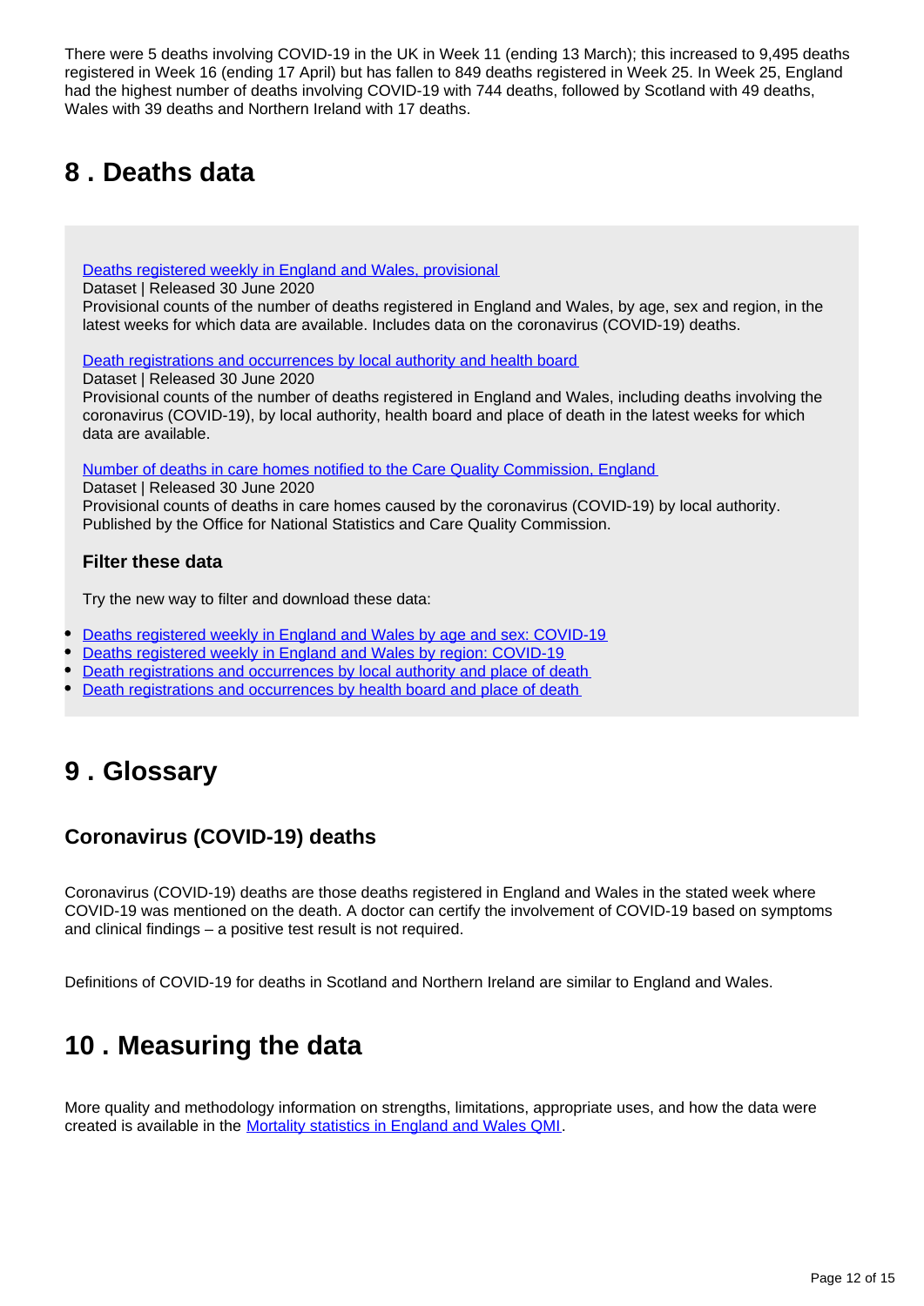There were 5 deaths involving COVID-19 in the UK in Week 11 (ending 13 March); this increased to 9,495 deaths registered in Week 16 (ending 17 April) but has fallen to 849 deaths registered in Week 25. In Week 25, England had the highest number of deaths involving COVID-19 with 744 deaths, followed by Scotland with 49 deaths, Wales with 39 deaths and Northern Ireland with 17 deaths.

## 8 . Deaths data

[Deaths registered weekly in England and Wales, provisional](#)
Dataset | Released 30 June 2020
Provisional counts of the number of deaths registered in England and Wales, by age, sex and region, in the latest weeks for which data are available. Includes data on the coronavirus (COVID-19) deaths.

[Death registrations and occurrences by local authority and health board](#)
Dataset | Released 30 June 2020
Provisional counts of the number of deaths registered in England and Wales, including deaths involving the coronavirus (COVID-19), by local authority, health board and place of death in the latest weeks for which data are available.

[Number of deaths in care homes notified to the Care Quality Commission, England](#)
Dataset | Released 30 June 2020
Provisional counts of deaths in care homes caused by the coronavirus (COVID-19) by local authority. Published by the Office for National Statistics and Care Quality Commission.

### Filter these data

Try the new way to filter and download these data:

- [Deaths registered weekly in England and Wales by age and sex: COVID-19](#)
- [Deaths registered weekly in England and Wales by region: COVID-19](#)
- [Death registrations and occurrences by local authority and place of death](#)
- [Death registrations and occurrences by health board and place of death](#)

## 9 . Glossary

### Coronavirus (COVID-19) deaths

Coronavirus (COVID-19) deaths are those deaths registered in England and Wales in the stated week where COVID-19 was mentioned on the death. A doctor can certify the involvement of COVID-19 based on symptoms and clinical findings – a positive test result is not required.

Definitions of COVID-19 for deaths in Scotland and Northern Ireland are similar to England and Wales.

## 10 . Measuring the data

More quality and methodology information on strengths, limitations, appropriate uses, and how the data were created is available in the [Mortality statistics in England and Wales QMI](#).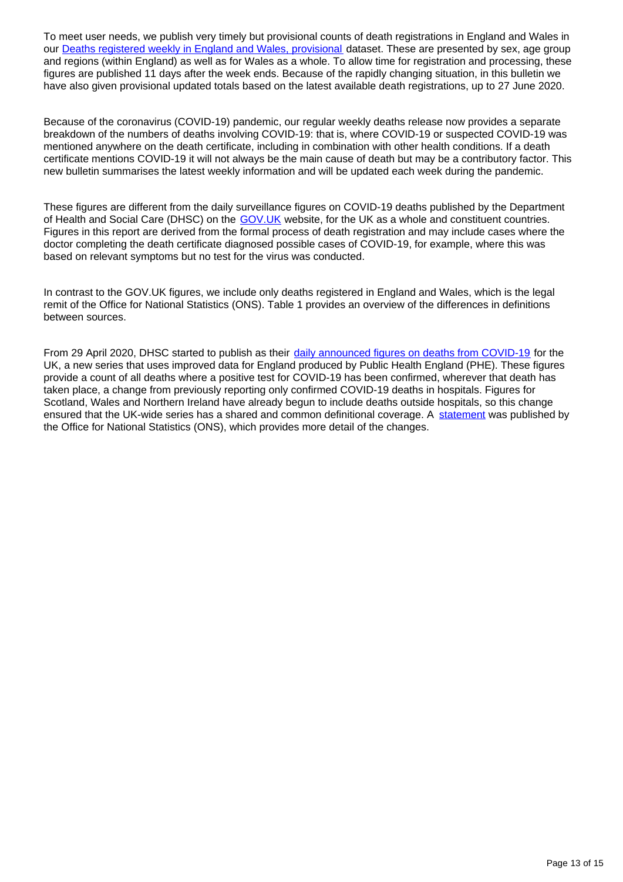To meet user needs, we publish very timely but provisional counts of death registrations in England and Wales in our [Deaths registered weekly in England and Wales, provisional](#) dataset. These are presented by sex, age group and regions (within England) as well as for Wales as a whole. To allow time for registration and processing, these figures are published 11 days after the week ends. Because of the rapidly changing situation, in this bulletin we have also given provisional updated totals based on the latest available death registrations, up to 27 June 2020.

Because of the coronavirus (COVID-19) pandemic, our regular weekly deaths release now provides a separate breakdown of the numbers of deaths involving COVID-19: that is, where COVID-19 or suspected COVID-19 was mentioned anywhere on the death certificate, including in combination with other health conditions. If a death certificate mentions COVID-19 it will not always be the main cause of death but may be a contributory factor. This new bulletin summarises the latest weekly information and will be updated each week during the pandemic.

These figures are different from the daily surveillance figures on COVID-19 deaths published by the Department of Health and Social Care (DHSC) on the [GOV.UK](#) website, for the UK as a whole and constituent countries. Figures in this report are derived from the formal process of death registration and may include cases where the doctor completing the death certificate diagnosed possible cases of COVID-19, for example, where this was based on relevant symptoms but no test for the virus was conducted.

In contrast to the GOV.UK figures, we include only deaths registered in England and Wales, which is the legal remit of the Office for National Statistics (ONS). Table 1 provides an overview of the differences in definitions between sources.

From 29 April 2020, DHSC started to publish as their [daily announced figures on deaths from COVID-19](#) for the UK, a new series that uses improved data for England produced by Public Health England (PHE). These figures provide a count of all deaths where a positive test for COVID-19 has been confirmed, wherever that death has taken place, a change from previously reporting only confirmed COVID-19 deaths in hospitals. Figures for Scotland, Wales and Northern Ireland have already begun to include deaths outside hospitals, so this change ensured that the UK-wide series has a shared and common definitional coverage. A [statement](#) was published by the Office for National Statistics (ONS), which provides more detail of the changes.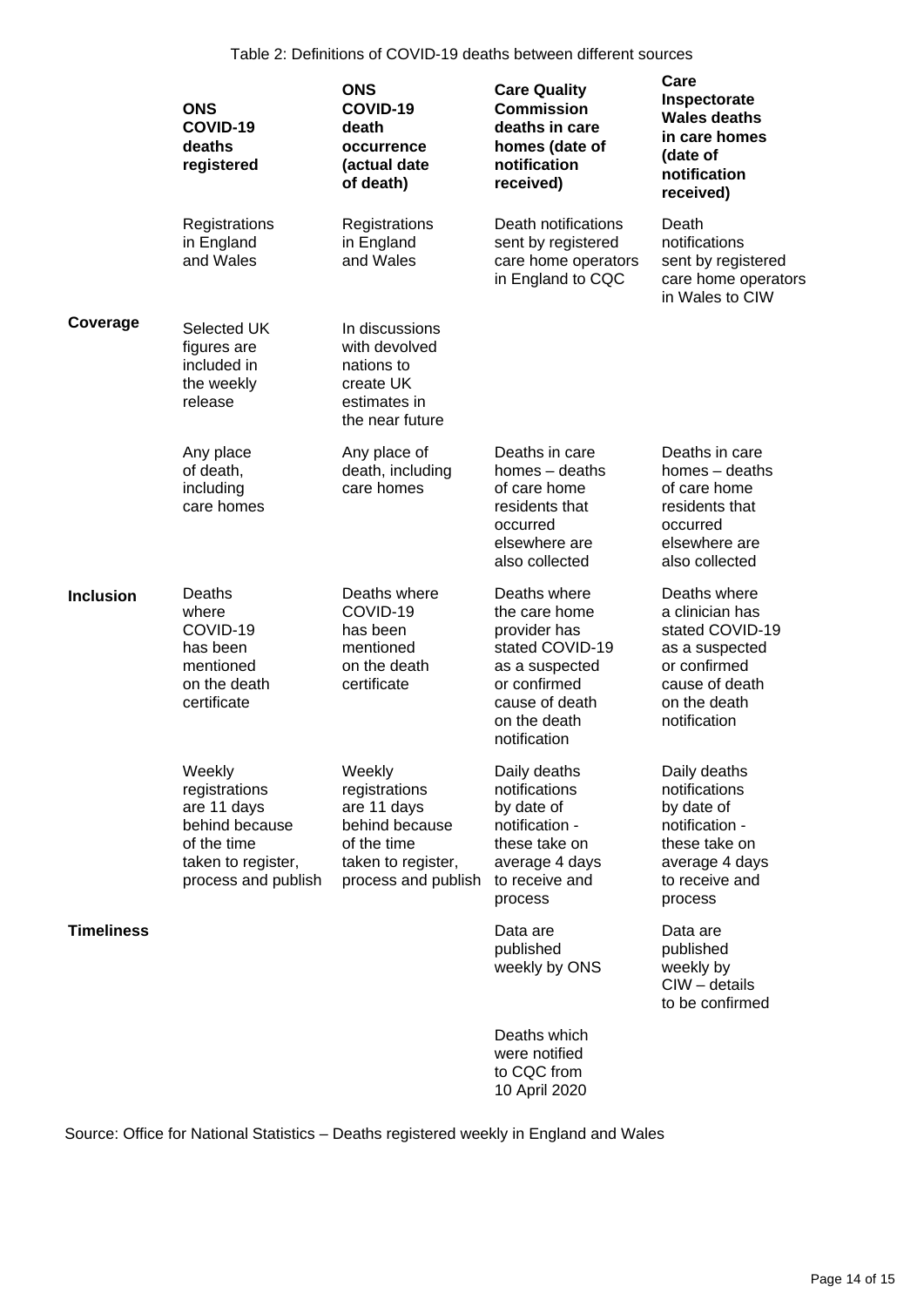Table 2: Definitions of COVID-19 deaths between different sources

| | ONS COVID-19 deaths registered | ONS COVID-19 death occurrence (actual date of death) | Care Quality Commission deaths in care homes (date of notification received) | Care Inspectorate Wales deaths in care homes (date of notification received) |
|---|---|---|---|---|
| | Registrations in England and Wales | Registrations in England and Wales | Death notifications sent by registered care home operators in England to CQC | Death notifications sent by registered care home operators in Wales to CIW |
| **Coverage** | Selected UK figures are included in the weekly release | In discussions with devolved nations to create UK estimates in the near future | | |
| | Any place of death, including care homes | Any place of death, including care homes | Deaths in care homes – deaths of care home residents that occurred elsewhere are also collected | Deaths in care homes – deaths of care home residents that occurred elsewhere are also collected |
| **Inclusion** | Deaths where COVID-19 has been mentioned on the death certificate | Deaths where COVID-19 has been mentioned on the death certificate | Deaths where the care home provider has stated COVID-19 as a suspected or confirmed cause of death on the death notification | Deaths where a clinician has stated COVID-19 as a suspected or confirmed cause of death on the death notification |
| | Weekly registrations are 11 days behind because of the time taken to register, process and publish | Weekly registrations are 11 days behind because of the time taken to register, process and publish | Daily deaths notifications by date of notification - these take on average 4 days to receive and process | Daily deaths notifications by date of notification - these take on average 4 days to receive and process |
| **Timeliness** | | | Data are published weekly by ONS | Data are published weekly by CIW – details to be confirmed |
| | | | Deaths which were notified to CQC from 10 April 2020 | |

Source: Office for National Statistics – Deaths registered weekly in England and Wales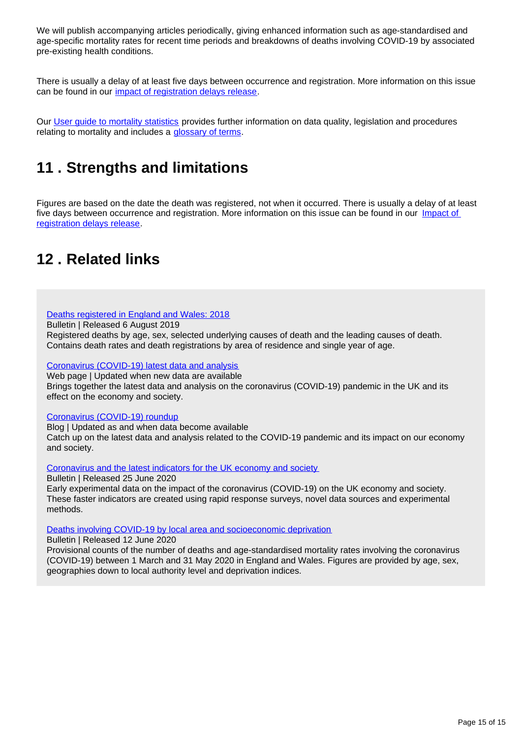We will publish accompanying articles periodically, giving enhanced information such as age-standardised and age-specific mortality rates for recent time periods and breakdowns of deaths involving COVID-19 by associated pre-existing health conditions.

There is usually a delay of at least five days between occurrence and registration. More information on this issue can be found in our [impact of registration delays release](#).

Our [User guide to mortality statistics](#) provides further information on data quality, legislation and procedures relating to mortality and includes a [glossary of terms](#).

## 11 . Strengths and limitations

Figures are based on the date the death was registered, not when it occurred. There is usually a delay of at least five days between occurrence and registration. More information on this issue can be found in our [Impact of registration delays release](#).

## 12 . Related links

[Deaths registered in England and Wales: 2018](#)
Bulletin | Released 6 August 2019
Registered deaths by age, sex, selected underlying causes of death and the leading causes of death. Contains death rates and death registrations by area of residence and single year of age.

[Coronavirus (COVID-19) latest data and analysis](#)
Web page | Updated when new data are available
Brings together the latest data and analysis on the coronavirus (COVID-19) pandemic in the UK and its effect on the economy and society.

[Coronavirus (COVID-19) roundup](#)
Blog | Updated as and when data become available
Catch up on the latest data and analysis related to the COVID-19 pandemic and its impact on our economy and society.

[Coronavirus and the latest indicators for the UK economy and society](#)
Bulletin | Released 25 June 2020
Early experimental data on the impact of the coronavirus (COVID-19) on the UK economy and society. These faster indicators are created using rapid response surveys, novel data sources and experimental methods.

[Deaths involving COVID-19 by local area and socioeconomic deprivation](#)
Bulletin | Released 12 June 2020
Provisional counts of the number of deaths and age-standardised mortality rates involving the coronavirus (COVID-19) between 1 March and 31 May 2020 in England and Wales. Figures are provided by age, sex, geographies down to local authority level and deprivation indices.